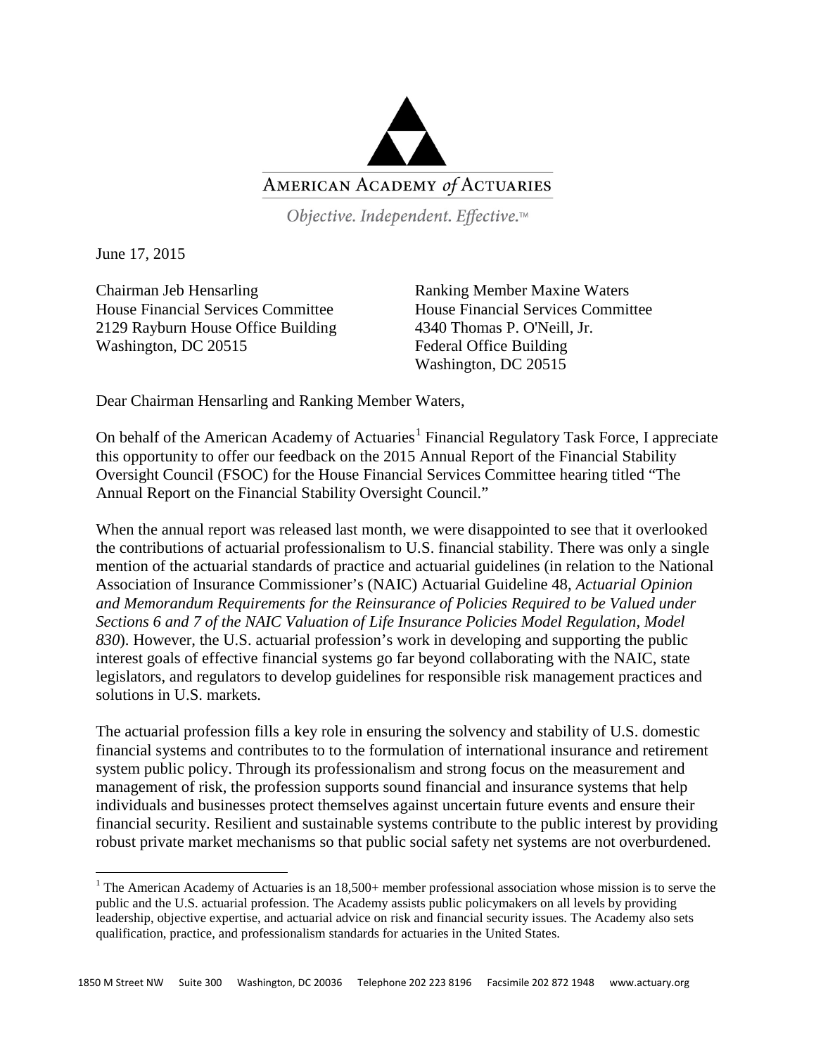AMERICAN ACADEMY *of* ACTUARIES

*Objective. Independent. Effective.*™

June 17, 2015

Chairman Jeb Hensarling
House Financial Services Committee
2129 Rayburn House Office Building
Washington, DC 20515

Ranking Member Maxine Waters
House Financial Services Committee
4340 Thomas P. O'Neill, Jr.
Federal Office Building
Washington, DC 20515

Dear Chairman Hensarling and Ranking Member Waters,

On behalf of the American Academy of Actuaries[1] Financial Regulatory Task Force, I appreciate this opportunity to offer our feedback on the 2015 Annual Report of the Financial Stability Oversight Council (FSOC) for the House Financial Services Committee hearing titled "The Annual Report on the Financial Stability Oversight Council."

When the annual report was released last month, we were disappointed to see that it overlooked the contributions of actuarial professionalism to U.S. financial stability. There was only a single mention of the actuarial standards of practice and actuarial guidelines (in relation to the National Association of Insurance Commissioner's (NAIC) Actuarial Guideline 48, *Actuarial Opinion and Memorandum Requirements for the Reinsurance of Policies Required to be Valued under Sections 6 and 7 of the NAIC Valuation of Life Insurance Policies Model Regulation, Model 830*). However, the U.S. actuarial profession's work in developing and supporting the public interest goals of effective financial systems go far beyond collaborating with the NAIC, state legislators, and regulators to develop guidelines for responsible risk management practices and solutions in U.S. markets.

The actuarial profession fills a key role in ensuring the solvency and stability of U.S. domestic financial systems and contributes to to the formulation of international insurance and retirement system public policy. Through its professionalism and strong focus on the measurement and management of risk, the profession supports sound financial and insurance systems that help individuals and businesses protect themselves against uncertain future events and ensure their financial security. Resilient and sustainable systems contribute to the public interest by providing robust private market mechanisms so that public social safety net systems are not overburdened.

[1] The American Academy of Actuaries is an 18,500+ member professional association whose mission is to serve the public and the U.S. actuarial profession. The Academy assists public policymakers on all levels by providing leadership, objective expertise, and actuarial advice on risk and financial security issues. The Academy also sets qualification, practice, and professionalism standards for actuaries in the United States.

1850 M Street NW Suite 300 Washington, DC 20036 Telephone 202 223 8196 Facsimile 202 872 1948 www.actuary.org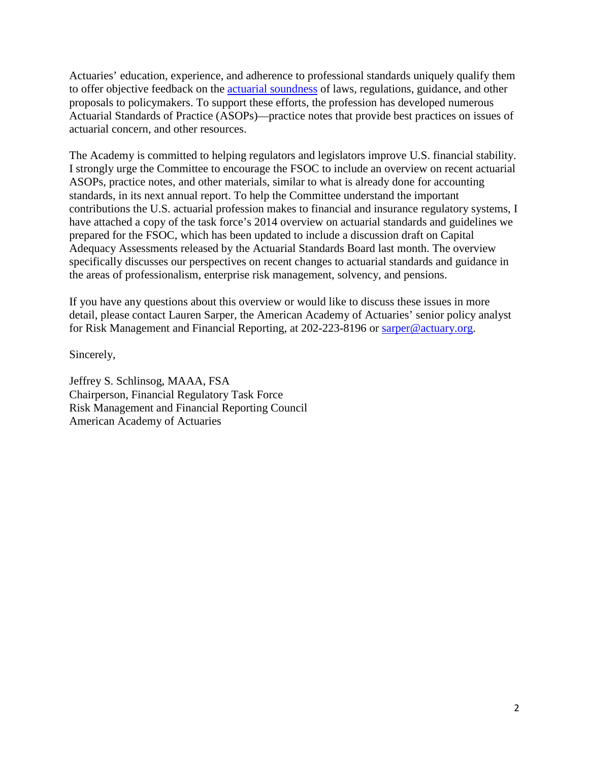Actuaries' education, experience, and adherence to professional standards uniquely qualify them to offer objective feedback on the [actuarial soundness](#) of laws, regulations, guidance, and other proposals to policymakers. To support these efforts, the profession has developed numerous Actuarial Standards of Practice (ASOPs)—practice notes that provide best practices on issues of actuarial concern, and other resources.

The Academy is committed to helping regulators and legislators improve U.S. financial stability. I strongly urge the Committee to encourage the FSOC to include an overview on recent actuarial ASOPs, practice notes, and other materials, similar to what is already done for accounting standards, in its next annual report. To help the Committee understand the important contributions the U.S. actuarial profession makes to financial and insurance regulatory systems, I have attached a copy of the task force's 2014 overview on actuarial standards and guidelines we prepared for the FSOC, which has been updated to include a discussion draft on Capital Adequacy Assessments released by the Actuarial Standards Board last month. The overview specifically discusses our perspectives on recent changes to actuarial standards and guidance in the areas of professionalism, enterprise risk management, solvency, and pensions.

If you have any questions about this overview or would like to discuss these issues in more detail, please contact Lauren Sarper, the American Academy of Actuaries' senior policy analyst for Risk Management and Financial Reporting, at 202-223-8196 or sarper@actuary.org.

Sincerely,

Jeffrey S. Schlinsog, MAAA, FSA  
Chairperson, Financial Regulatory Task Force  
Risk Management and Financial Reporting Council  
American Academy of Actuaries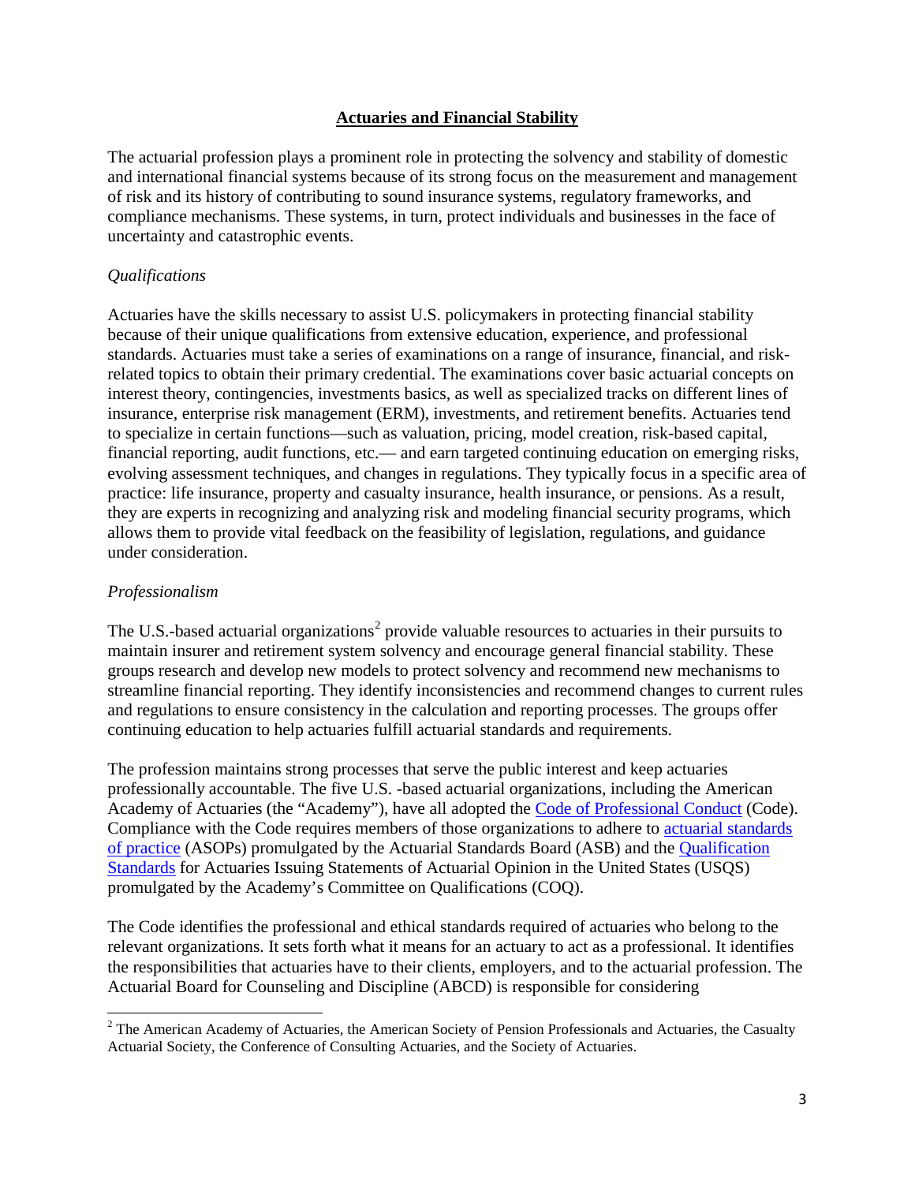## Actuaries and Financial Stability

The actuarial profession plays a prominent role in protecting the solvency and stability of domestic and international financial systems because of its strong focus on the measurement and management of risk and its history of contributing to sound insurance systems, regulatory frameworks, and compliance mechanisms. These systems, in turn, protect individuals and businesses in the face of uncertainty and catastrophic events.

### *Qualifications*

Actuaries have the skills necessary to assist U.S. policymakers in protecting financial stability because of their unique qualifications from extensive education, experience, and professional standards. Actuaries must take a series of examinations on a range of insurance, financial, and risk-related topics to obtain their primary credential. The examinations cover basic actuarial concepts on interest theory, contingencies, investments basics, as well as specialized tracks on different lines of insurance, enterprise risk management (ERM), investments, and retirement benefits. Actuaries tend to specialize in certain functions—such as valuation, pricing, model creation, risk-based capital, financial reporting, audit functions, etc.— and earn targeted continuing education on emerging risks, evolving assessment techniques, and changes in regulations. They typically focus in a specific area of practice: life insurance, property and casualty insurance, health insurance, or pensions. As a result, they are experts in recognizing and analyzing risk and modeling financial security programs, which allows them to provide vital feedback on the feasibility of legislation, regulations, and guidance under consideration.

### *Professionalism*

The U.S.-based actuarial organizations[2] provide valuable resources to actuaries in their pursuits to maintain insurer and retirement system solvency and encourage general financial stability. These groups research and develop new models to protect solvency and recommend new mechanisms to streamline financial reporting. They identify inconsistencies and recommend changes to current rules and regulations to ensure consistency in the calculation and reporting processes. The groups offer continuing education to help actuaries fulfill actuarial standards and requirements.

The profession maintains strong processes that serve the public interest and keep actuaries professionally accountable. The five U.S. -based actuarial organizations, including the American Academy of Actuaries (the "Academy"), have all adopted the Code of Professional Conduct (Code). Compliance with the Code requires members of those organizations to adhere to actuarial standards of practice (ASOPs) promulgated by the Actuarial Standards Board (ASB) and the Qualification Standards for Actuaries Issuing Statements of Actuarial Opinion in the United States (USQS) promulgated by the Academy's Committee on Qualifications (COQ).

The Code identifies the professional and ethical standards required of actuaries who belong to the relevant organizations. It sets forth what it means for an actuary to act as a professional. It identifies the responsibilities that actuaries have to their clients, employers, and to the actuarial profession. The Actuarial Board for Counseling and Discipline (ABCD) is responsible for considering

[2] The American Academy of Actuaries, the American Society of Pension Professionals and Actuaries, the Casualty Actuarial Society, the Conference of Consulting Actuaries, and the Society of Actuaries.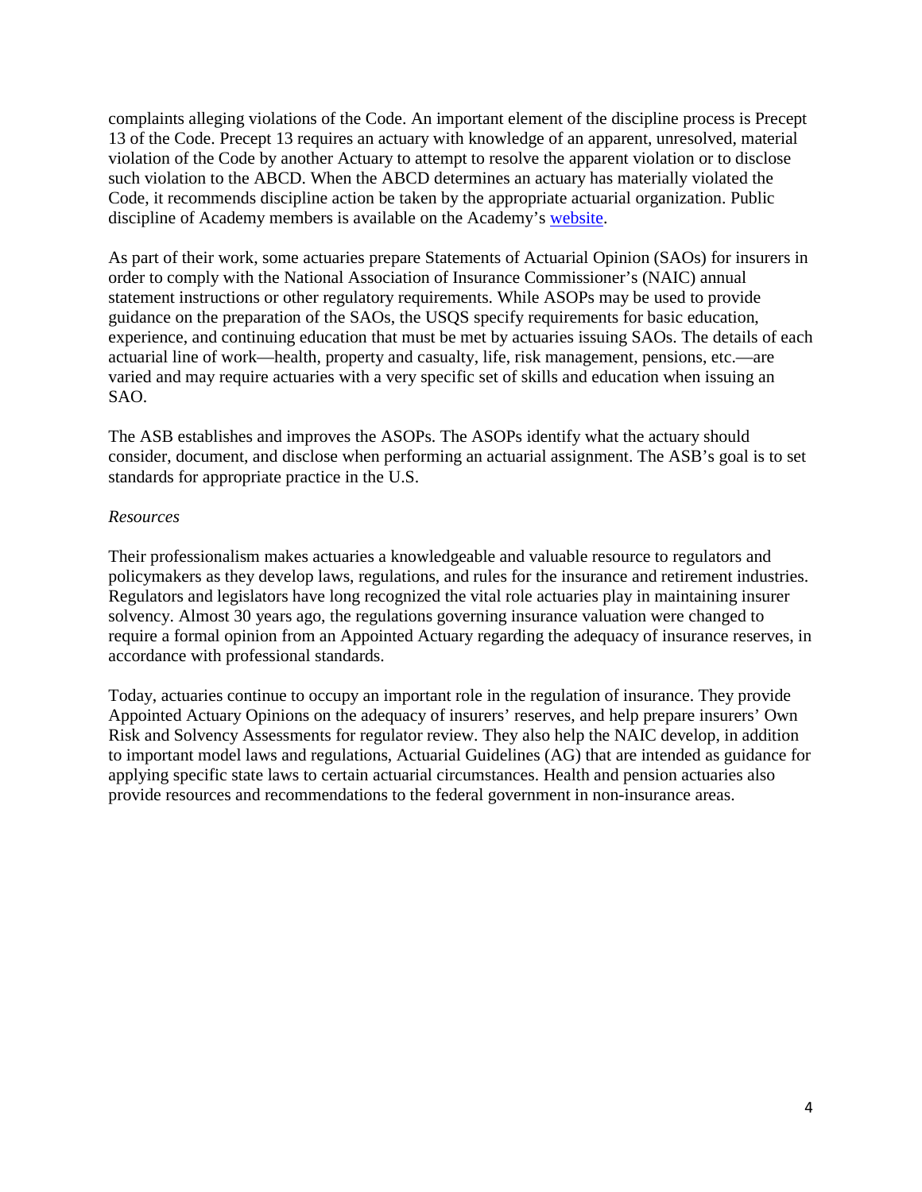complaints alleging violations of the Code. An important element of the discipline process is Precept 13 of the Code. Precept 13 requires an actuary with knowledge of an apparent, unresolved, material violation of the Code by another Actuary to attempt to resolve the apparent violation or to disclose such violation to the ABCD. When the ABCD determines an actuary has materially violated the Code, it recommends discipline action be taken by the appropriate actuarial organization. Public discipline of Academy members is available on the Academy's website.

As part of their work, some actuaries prepare Statements of Actuarial Opinion (SAOs) for insurers in order to comply with the National Association of Insurance Commissioner's (NAIC) annual statement instructions or other regulatory requirements. While ASOPs may be used to provide guidance on the preparation of the SAOs, the USQS specify requirements for basic education, experience, and continuing education that must be met by actuaries issuing SAOs. The details of each actuarial line of work—health, property and casualty, life, risk management, pensions, etc.—are varied and may require actuaries with a very specific set of skills and education when issuing an SAO.

The ASB establishes and improves the ASOPs. The ASOPs identify what the actuary should consider, document, and disclose when performing an actuarial assignment. The ASB's goal is to set standards for appropriate practice in the U.S.

*Resources*

Their professionalism makes actuaries a knowledgeable and valuable resource to regulators and policymakers as they develop laws, regulations, and rules for the insurance and retirement industries. Regulators and legislators have long recognized the vital role actuaries play in maintaining insurer solvency. Almost 30 years ago, the regulations governing insurance valuation were changed to require a formal opinion from an Appointed Actuary regarding the adequacy of insurance reserves, in accordance with professional standards.

Today, actuaries continue to occupy an important role in the regulation of insurance. They provide Appointed Actuary Opinions on the adequacy of insurers' reserves, and help prepare insurers' Own Risk and Solvency Assessments for regulator review. They also help the NAIC develop, in addition to important model laws and regulations, Actuarial Guidelines (AG) that are intended as guidance for applying specific state laws to certain actuarial circumstances. Health and pension actuaries also provide resources and recommendations to the federal government in non-insurance areas.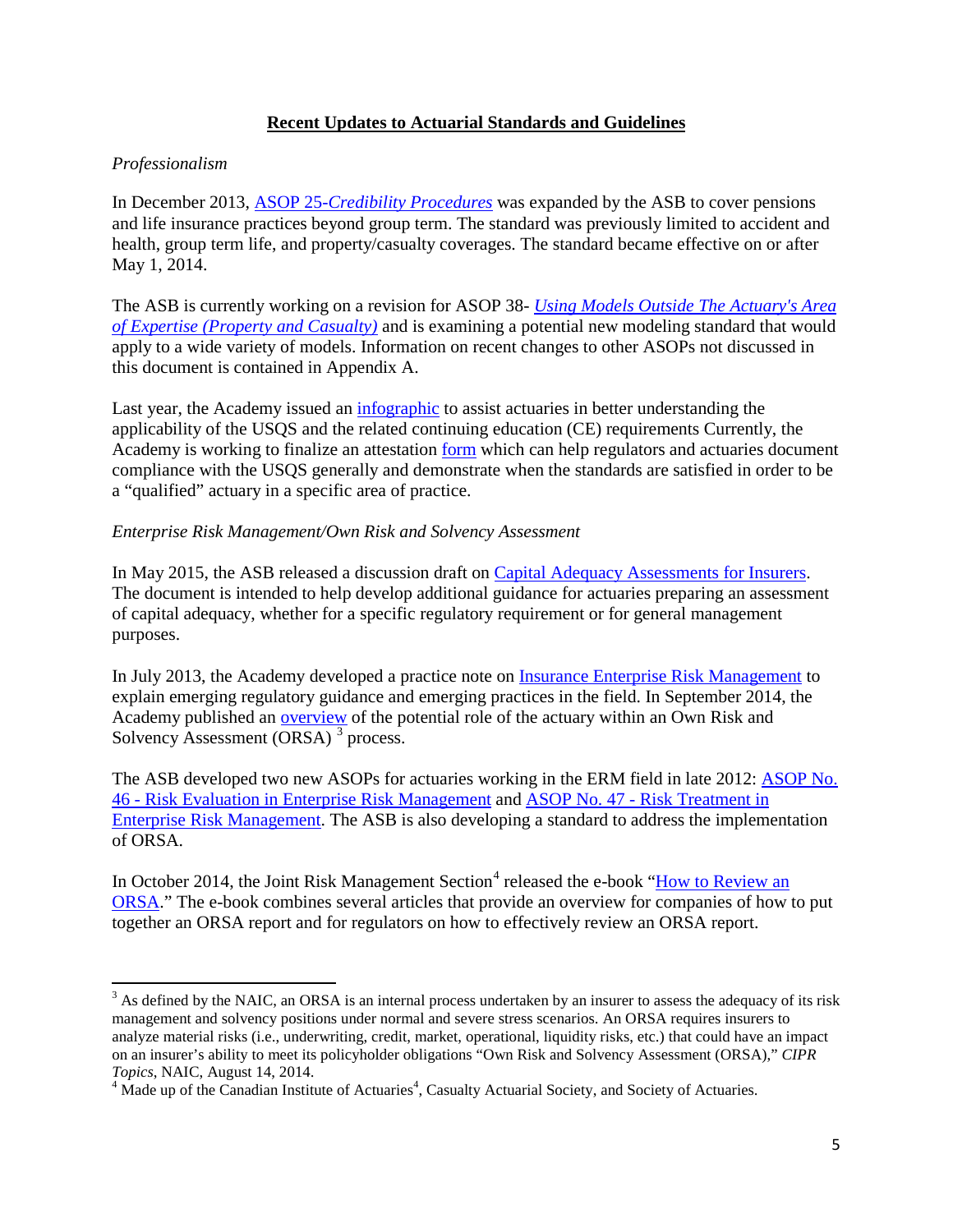## Recent Updates to Actuarial Standards and Guidelines

*Professionalism*

In December 2013, ASOP 25-*Credibility Procedures* was expanded by the ASB to cover pensions and life insurance practices beyond group term. The standard was previously limited to accident and health, group term life, and property/casualty coverages. The standard became effective on or after May 1, 2014.

The ASB is currently working on a revision for ASOP 38- *Using Models Outside The Actuary's Area of Expertise (Property and Casualty)* and is examining a potential new modeling standard that would apply to a wide variety of models. Information on recent changes to other ASOPs not discussed in this document is contained in Appendix A.

Last year, the Academy issued an infographic to assist actuaries in better understanding the applicability of the USQS and the related continuing education (CE) requirements Currently, the Academy is working to finalize an attestation form which can help regulators and actuaries document compliance with the USQS generally and demonstrate when the standards are satisfied in order to be a "qualified" actuary in a specific area of practice.

*Enterprise Risk Management/Own Risk and Solvency Assessment*

In May 2015, the ASB released a discussion draft on Capital Adequacy Assessments for Insurers. The document is intended to help develop additional guidance for actuaries preparing an assessment of capital adequacy, whether for a specific regulatory requirement or for general management purposes.

In July 2013, the Academy developed a practice note on Insurance Enterprise Risk Management to explain emerging regulatory guidance and emerging practices in the field. In September 2014, the Academy published an overview of the potential role of the actuary within an Own Risk and Solvency Assessment (ORSA) [3] process.

The ASB developed two new ASOPs for actuaries working in the ERM field in late 2012: ASOP No. 46 - Risk Evaluation in Enterprise Risk Management and ASOP No. 47 - Risk Treatment in Enterprise Risk Management. The ASB is also developing a standard to address the implementation of ORSA.

In October 2014, the Joint Risk Management Section[4] released the e-book "How to Review an ORSA." The e-book combines several articles that provide an overview for companies of how to put together an ORSA report and for regulators on how to effectively review an ORSA report.

---

[3] As defined by the NAIC, an ORSA is an internal process undertaken by an insurer to assess the adequacy of its risk management and solvency positions under normal and severe stress scenarios. An ORSA requires insurers to analyze material risks (i.e., underwriting, credit, market, operational, liquidity risks, etc.) that could have an impact on an insurer's ability to meet its policyholder obligations "Own Risk and Solvency Assessment (ORSA)," *CIPR Topics*, NAIC, August 14, 2014.

[4] Made up of the Canadian Institute of Actuaries[4], Casualty Actuarial Society, and Society of Actuaries.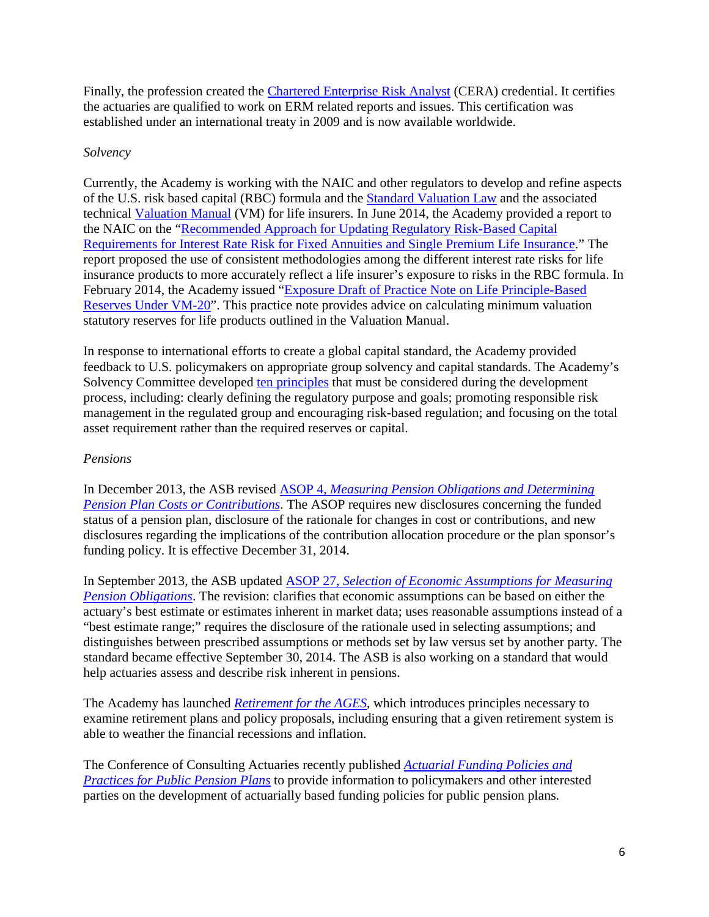Finally, the profession created the Chartered Enterprise Risk Analyst (CERA) credential. It certifies the actuaries are qualified to work on ERM related reports and issues. This certification was established under an international treaty in 2009 and is now available worldwide.

*Solvency*

Currently, the Academy is working with the NAIC and other regulators to develop and refine aspects of the U.S. risk based capital (RBC) formula and the Standard Valuation Law and the associated technical Valuation Manual (VM) for life insurers. In June 2014, the Academy provided a report to the NAIC on the "Recommended Approach for Updating Regulatory Risk-Based Capital Requirements for Interest Rate Risk for Fixed Annuities and Single Premium Life Insurance." The report proposed the use of consistent methodologies among the different interest rate risks for life insurance products to more accurately reflect a life insurer's exposure to risks in the RBC formula. In February 2014, the Academy issued "Exposure Draft of Practice Note on Life Principle-Based Reserves Under VM-20". This practice note provides advice on calculating minimum valuation statutory reserves for life products outlined in the Valuation Manual.

In response to international efforts to create a global capital standard, the Academy provided feedback to U.S. policymakers on appropriate group solvency and capital standards. The Academy's Solvency Committee developed ten principles that must be considered during the development process, including: clearly defining the regulatory purpose and goals; promoting responsible risk management in the regulated group and encouraging risk-based regulation; and focusing on the total asset requirement rather than the required reserves or capital.

*Pensions*

In December 2013, the ASB revised ASOP 4, *Measuring Pension Obligations and Determining Pension Plan Costs or Contributions*. The ASOP requires new disclosures concerning the funded status of a pension plan, disclosure of the rationale for changes in cost or contributions, and new disclosures regarding the implications of the contribution allocation procedure or the plan sponsor's funding policy. It is effective December 31, 2014.

In September 2013, the ASB updated ASOP 27, *Selection of Economic Assumptions for Measuring Pension Obligations*. The revision: clarifies that economic assumptions can be based on either the actuary's best estimate or estimates inherent in market data; uses reasonable assumptions instead of a "best estimate range;" requires the disclosure of the rationale used in selecting assumptions; and distinguishes between prescribed assumptions or methods set by law versus set by another party. The standard became effective September 30, 2014. The ASB is also working on a standard that would help actuaries assess and describe risk inherent in pensions.

The Academy has launched *Retirement for the AGES*, which introduces principles necessary to examine retirement plans and policy proposals, including ensuring that a given retirement system is able to weather the financial recessions and inflation.

The Conference of Consulting Actuaries recently published *Actuarial Funding Policies and Practices for Public Pension Plans* to provide information to policymakers and other interested parties on the development of actuarially based funding policies for public pension plans.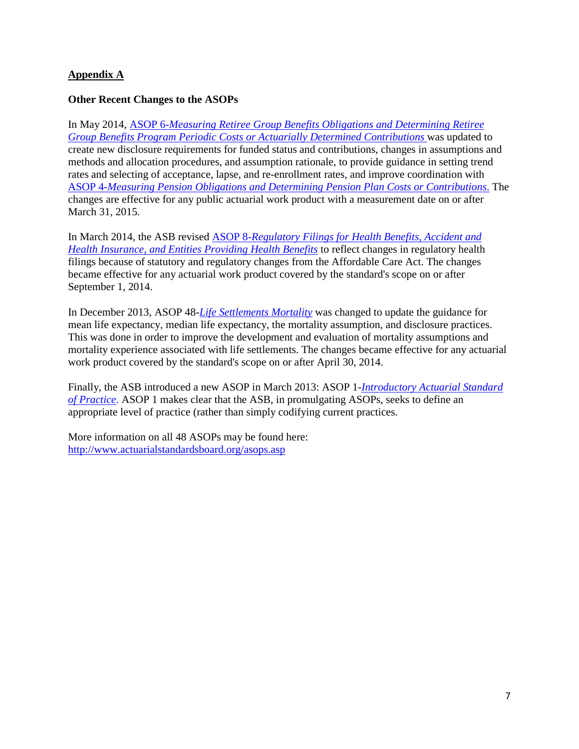## Appendix A

**Other Recent Changes to the ASOPs**

In May 2014, ASOP 6-*Measuring Retiree Group Benefits Obligations and Determining Retiree Group Benefits Program Periodic Costs or Actuarially Determined Contributions* was updated to create new disclosure requirements for funded status and contributions, changes in assumptions and methods and allocation procedures, and assumption rationale, to provide guidance in setting trend rates and selecting of acceptance, lapse, and re-enrollment rates, and improve coordination with ASOP 4-*Measuring Pension Obligations and Determining Pension Plan Costs or Contributions.* The changes are effective for any public actuarial work product with a measurement date on or after March 31, 2015.

In March 2014, the ASB revised ASOP 8-*Regulatory Filings for Health Benefits, Accident and Health Insurance, and Entities Providing Health Benefits* to reflect changes in regulatory health filings because of statutory and regulatory changes from the Affordable Care Act. The changes became effective for any actuarial work product covered by the standard's scope on or after September 1, 2014.

In December 2013, ASOP 48-*Life Settlements Mortality* was changed to update the guidance for mean life expectancy, median life expectancy, the mortality assumption, and disclosure practices. This was done in order to improve the development and evaluation of mortality assumptions and mortality experience associated with life settlements. The changes became effective for any actuarial work product covered by the standard's scope on or after April 30, 2014.

Finally, the ASB introduced a new ASOP in March 2013: ASOP 1-*Introductory Actuarial Standard of Practice*. ASOP 1 makes clear that the ASB, in promulgating ASOPs, seeks to define an appropriate level of practice (rather than simply codifying current practices.

More information on all 48 ASOPs may be found here: http://www.actuarialstandardsboard.org/asops.asp